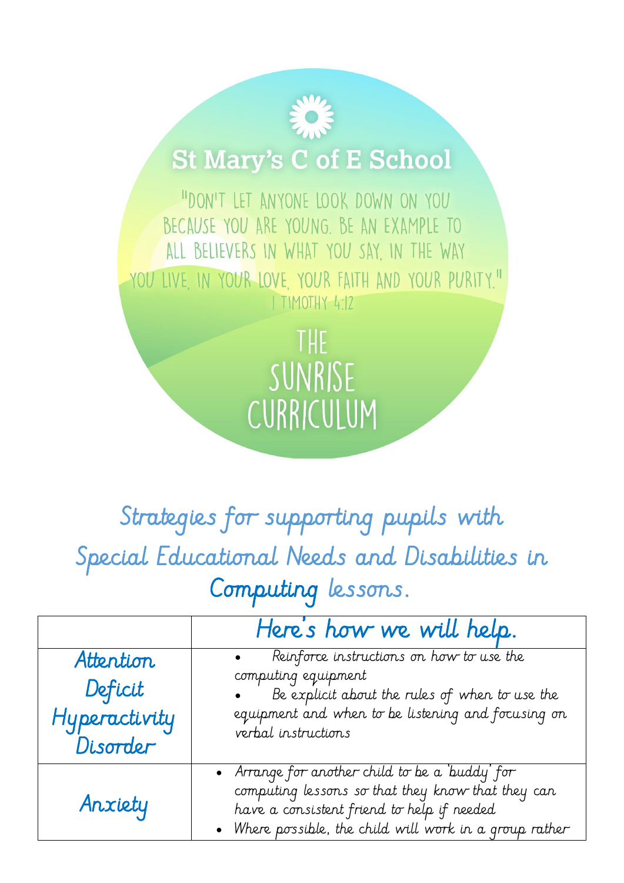# St Mary's C of E School

"Don't let anyone look down on you because you are young. Be an example to all believers in what you say, in the way you live, in your love, your faith and your purity."
1 Timothy 4:12

## The Sunrise Curriculum

## Strategies for supporting pupils with Special Educational Needs and Disabilities in Computing lessons.

| | Here's how we will help. |
|---|---|
| Attention Deficit Hyperactivity Disorder | • Reinforce instructions on how to use the computing equipment<br>• Be explicit about the rules of when to use the equipment and when to be listening and focusing on verbal instructions |
| Anxiety | • Arrange for another child to be a 'buddy' for computing lessons so that they know that they can have a consistent friend to help if needed<br>• Where possible, the child will work in a group rather |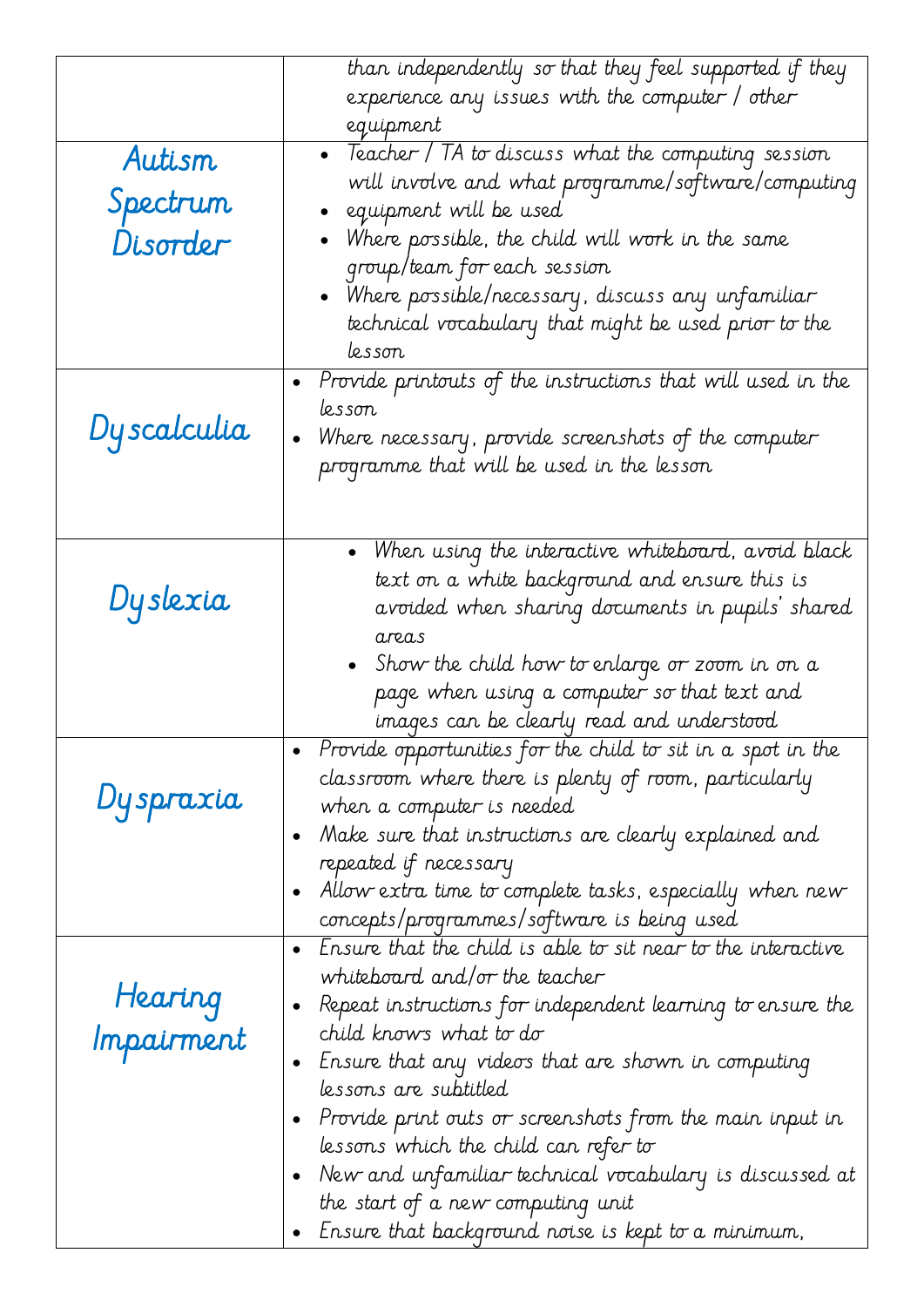| | |
|---|---|
| | than independently so that they feel supported if they experience any issues with the computer / other equipment |
| Autism Spectrum Disorder | • Teacher / TA to discuss what the computing session will involve and what programme/software/computing <br> • equipment will be used <br> • Where possible, the child will work in the same group/team for each session <br> • Where possible/necessary, discuss any unfamiliar technical vocabulary that might be used prior to the lesson |
| Dyscalculia | • Provide printouts of the instructions that will used in the lesson <br> • Where necessary, provide screenshots of the computer programme that will be used in the lesson |
| Dyslexia | • When using the interactive whiteboard, avoid black text on a white background and ensure this is avoided when sharing documents in pupils' shared areas <br> • Show the child how to enlarge or zoom in on a page when using a computer so that text and images can be clearly read and understood |
| Dyspraxia | • Provide opportunities for the child to sit in a spot in the classroom where there is plenty of room, particularly when a computer is needed <br> • Make sure that instructions are clearly explained and repeated if necessary <br> • Allow extra time to complete tasks, especially when new concepts/programmes/software is being used |
| Hearing Impairment | • Ensure that the child is able to sit near to the interactive whiteboard and/or the teacher <br> • Repeat instructions for independent learning to ensure the child knows what to do <br> • Ensure that any videos that are shown in computing lessons are subtitled <br> • Provide print outs or screenshots from the main input in lessons which the child can refer to <br> • New and unfamiliar technical vocabulary is discussed at the start of a new computing unit <br> • Ensure that background noise is kept to a minimum, |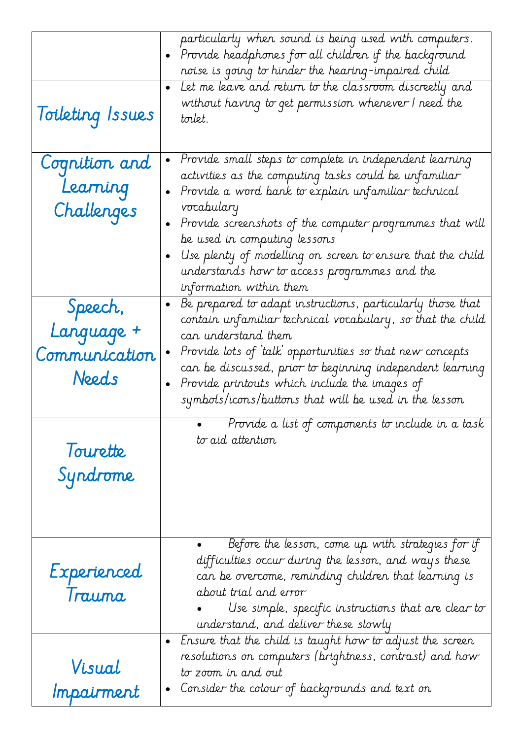| | |
|---|---|
| | particularly when sound is being used with computers.<br>• Provide headphones for all children if the background noise is going to hinder the hearing-impaired child |
| Toileting Issues | • Let me leave and return to the classroom discreetly and without having to get permission whenever I need the toilet. |
| Cognition and Learning Challenges | • Provide small steps to complete in independent learning activities as the computing tasks could be unfamiliar<br>• Provide a word bank to explain unfamiliar technical vocabulary<br>• Provide screenshots of the computer programmes that will be used in computing lessons<br>• Use plenty of modelling on screen to ensure that the child understands how to access programmes and the information within them |
| Speech, Language + Communication Needs | • Be prepared to adapt instructions, particularly those that contain unfamiliar technical vocabulary, so that the child can understand them<br>• Provide lots of 'talk' opportunities so that new concepts can be discussed, prior to beginning independent learning<br>• Provide printouts which include the images of symbols/icons/buttons that will be used in the lesson |
| Tourette Syndrome | • Provide a list of components to include in a task to aid attention |
| Experienced Trauma | • Before the lesson, come up with strategies for if difficulties occur during the lesson, and ways these can be overcome, reminding children that learning is about trial and error<br>• Use simple, specific instructions that are clear to understand, and deliver these slowly |
| Visual Impairment | • Ensure that the child is taught how to adjust the screen resolutions on computers (brightness, contrast) and how to zoom in and out<br>• Consider the colour of backgrounds and text on |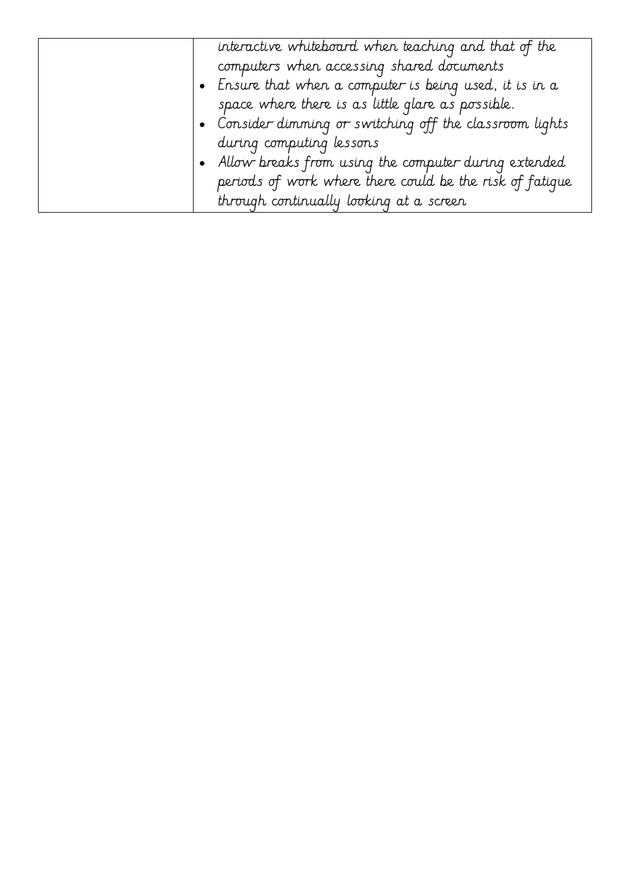| | |
|---|---|
| | interactive whiteboard when teaching and that of the computers when accessing shared documents<br>• Ensure that when a computer is being used, it is in a space where there is as little glare as possible.<br>• Consider dimming or switching off the classroom lights during computing lessons<br>• Allow breaks from using the computer during extended periods of work where there could be the risk of fatigue through continually looking at a screen |